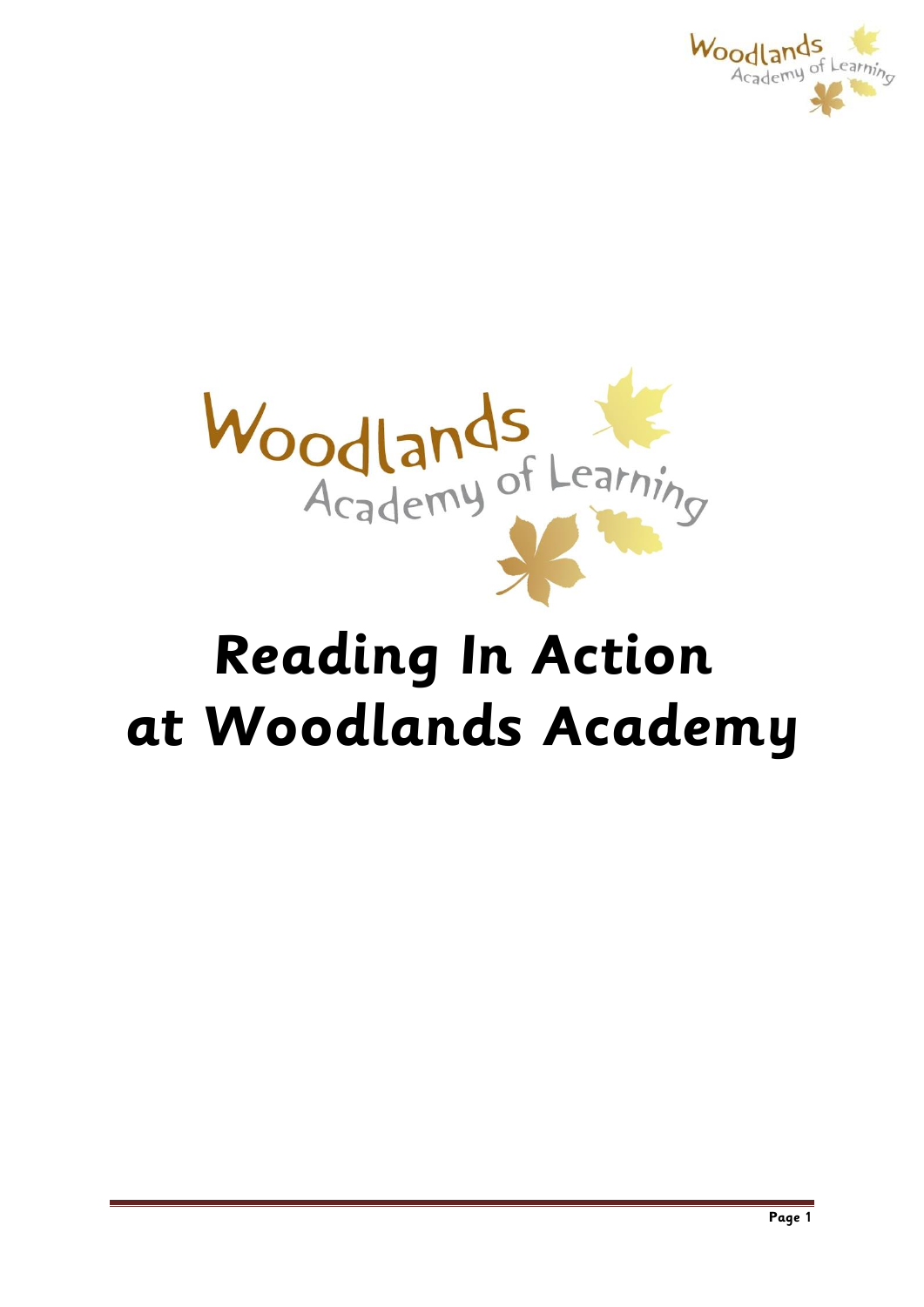# Reading In Action at Woodlands Academy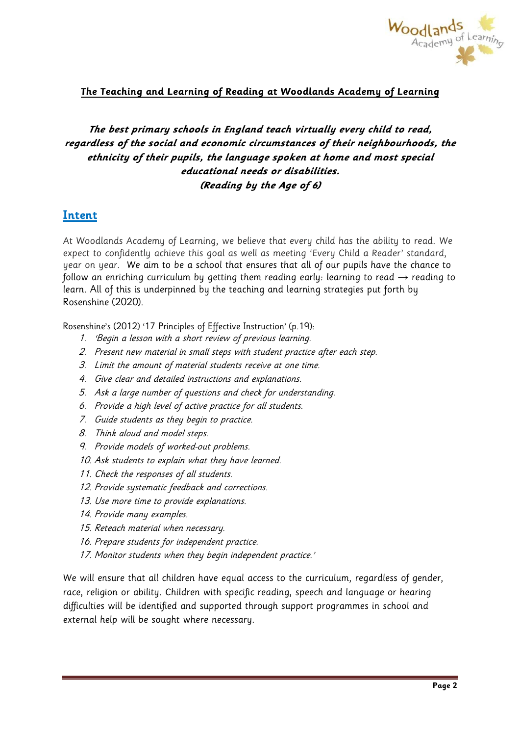**The Teaching and Learning of Reading at Woodlands Academy of Learning**

***The best primary schools in England teach virtually every child to read, regardless of the social and economic circumstances of their neighbourhoods, the ethnicity of their pupils, the language spoken at home and most special educational needs or disabilities.***
***(Reading by the Age of 6)***

## Intent

At Woodlands Academy of Learning, we believe that every child has the ability to read. We expect to confidently achieve this goal as well as meeting 'Every Child a Reader' standard, year on year. We aim to be a school that ensures that all of our pupils have the chance to follow an enriching curriculum by getting them reading early: learning to read → reading to learn. All of this is underpinned by the teaching and learning strategies put forth by Rosenshine (2020).

Rosenshine's (2012) '17 Principles of Effective Instruction' (p.19):

1. *'Begin a lesson with a short review of previous learning.*
2. *Present new material in small steps with student practice after each step.*
3. *Limit the amount of material students receive at one time.*
4. *Give clear and detailed instructions and explanations.*
5. *Ask a large number of questions and check for understanding.*
6. *Provide a high level of active practice for all students.*
7. *Guide students as they begin to practice.*
8. *Think aloud and model steps.*
9. *Provide models of worked-out problems.*
10. *Ask students to explain what they have learned.*
11. *Check the responses of all students.*
12. *Provide systematic feedback and corrections.*
13. *Use more time to provide explanations.*
14. *Provide many examples.*
15. *Reteach material when necessary.*
16. *Prepare students for independent practice.*
17. *Monitor students when they begin independent practice.'*

We will ensure that all children have equal access to the curriculum, regardless of gender, race, religion or ability. Children with specific reading, speech and language or hearing difficulties will be identified and supported through support programmes in school and external help will be sought where necessary.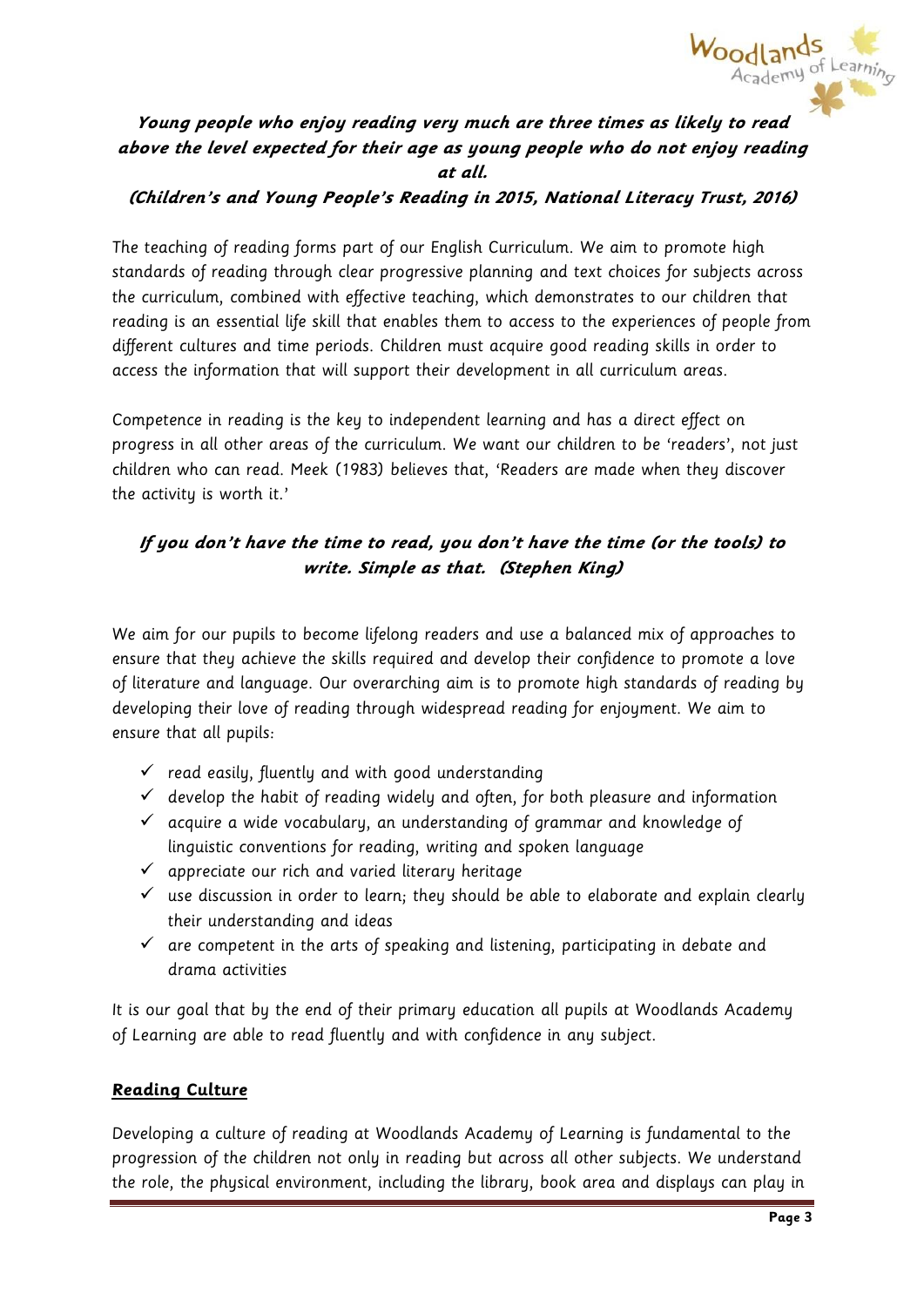***Young people who enjoy reading very much are three times as likely to read above the level expected for their age as young people who do not enjoy reading at all.***
***(Children's and Young People's Reading in 2015, National Literacy Trust, 2016)***

The teaching of reading forms part of our English Curriculum. We aim to promote high standards of reading through clear progressive planning and text choices for subjects across the curriculum, combined with effective teaching, which demonstrates to our children that reading is an essential life skill that enables them to access to the experiences of people from different cultures and time periods. Children must acquire good reading skills in order to access the information that will support their development in all curriculum areas.

Competence in reading is the key to independent learning and has a direct effect on progress in all other areas of the curriculum. We want our children to be 'readers', not just children who can read. Meek (1983) believes that, 'Readers are made when they discover the activity is worth it.'

***If you don't have the time to read, you don't have the time (or the tools) to write. Simple as that. (Stephen King)***

We aim for our pupils to become lifelong readers and use a balanced mix of approaches to ensure that they achieve the skills required and develop their confidence to promote a love of literature and language. Our overarching aim is to promote high standards of reading by developing their love of reading through widespread reading for enjoyment. We aim to ensure that all pupils:

- ✓ read easily, fluently and with good understanding
- ✓ develop the habit of reading widely and often, for both pleasure and information
- ✓ acquire a wide vocabulary, an understanding of grammar and knowledge of linguistic conventions for reading, writing and spoken language
- ✓ appreciate our rich and varied literary heritage
- ✓ use discussion in order to learn; they should be able to elaborate and explain clearly their understanding and ideas
- ✓ are competent in the arts of speaking and listening, participating in debate and drama activities

It is our goal that by the end of their primary education all pupils at Woodlands Academy of Learning are able to read fluently and with confidence in any subject.

## Reading Culture

Developing a culture of reading at Woodlands Academy of Learning is fundamental to the progression of the children not only in reading but across all other subjects. We understand the role, the physical environment, including the library, book area and displays can play in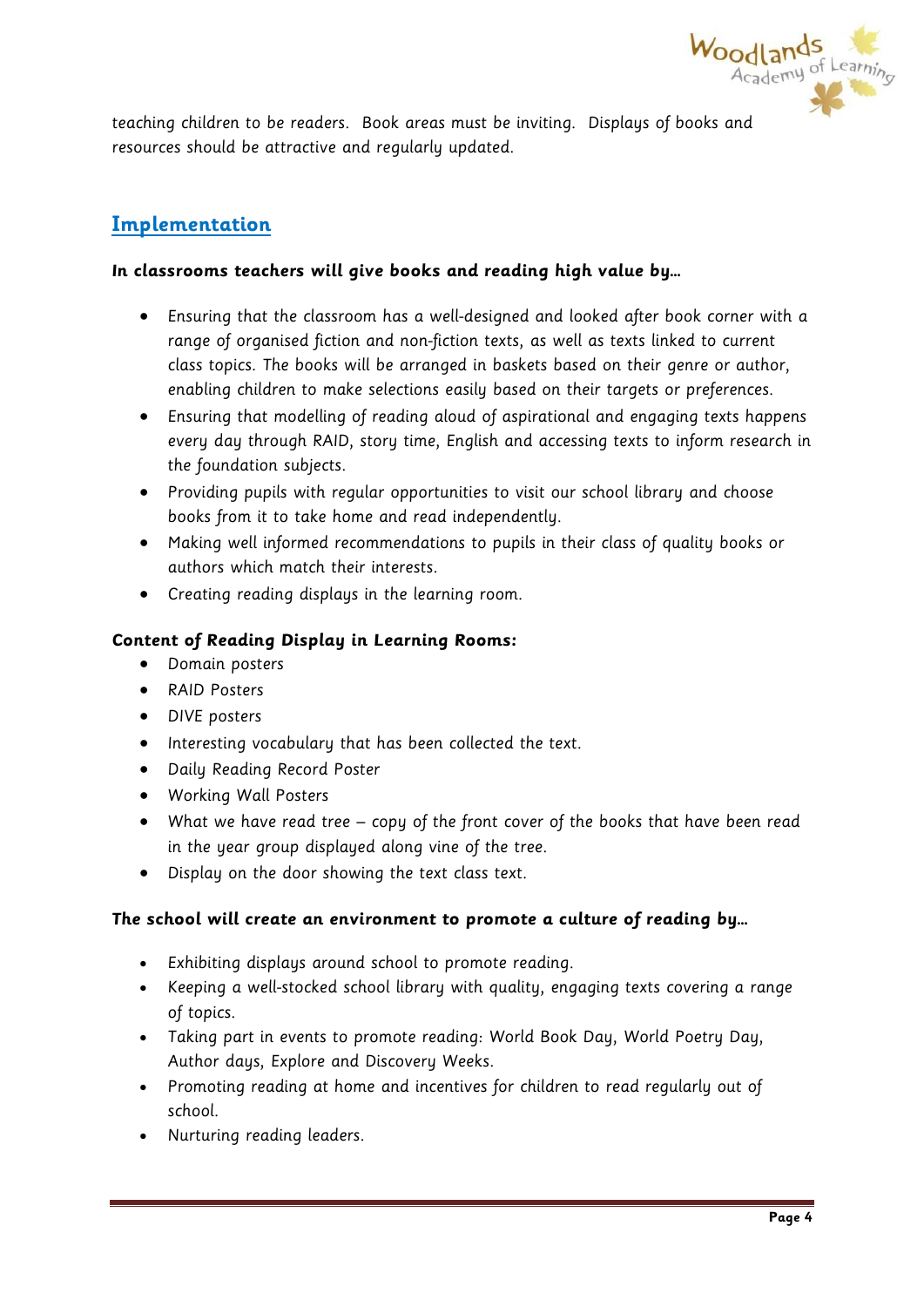teaching children to be readers. Book areas must be inviting. Displays of books and resources should be attractive and regularly updated.

## Implementation

**In classrooms teachers will give books and reading high value by…**

- Ensuring that the classroom has a well-designed and looked after book corner with a range of organised fiction and non-fiction texts, as well as texts linked to current class topics. The books will be arranged in baskets based on their genre or author, enabling children to make selections easily based on their targets or preferences.
- Ensuring that modelling of reading aloud of aspirational and engaging texts happens every day through RAID, story time, English and accessing texts to inform research in the foundation subjects.
- Providing pupils with regular opportunities to visit our school library and choose books from it to take home and read independently.
- Making well informed recommendations to pupils in their class of quality books or authors which match their interests.
- Creating reading displays in the learning room.

**Content of Reading Display in Learning Rooms:**

- Domain posters
- RAID Posters
- DIVE posters
- Interesting vocabulary that has been collected the text.
- Daily Reading Record Poster
- Working Wall Posters
- What we have read tree – copy of the front cover of the books that have been read in the year group displayed along vine of the tree.
- Display on the door showing the text class text.

**The school will create an environment to promote a culture of reading by…**

- Exhibiting displays around school to promote reading.
- Keeping a well-stocked school library with quality, engaging texts covering a range of topics.
- Taking part in events to promote reading: World Book Day, World Poetry Day, Author days, Explore and Discovery Weeks.
- Promoting reading at home and incentives for children to read regularly out of school.
- Nurturing reading leaders.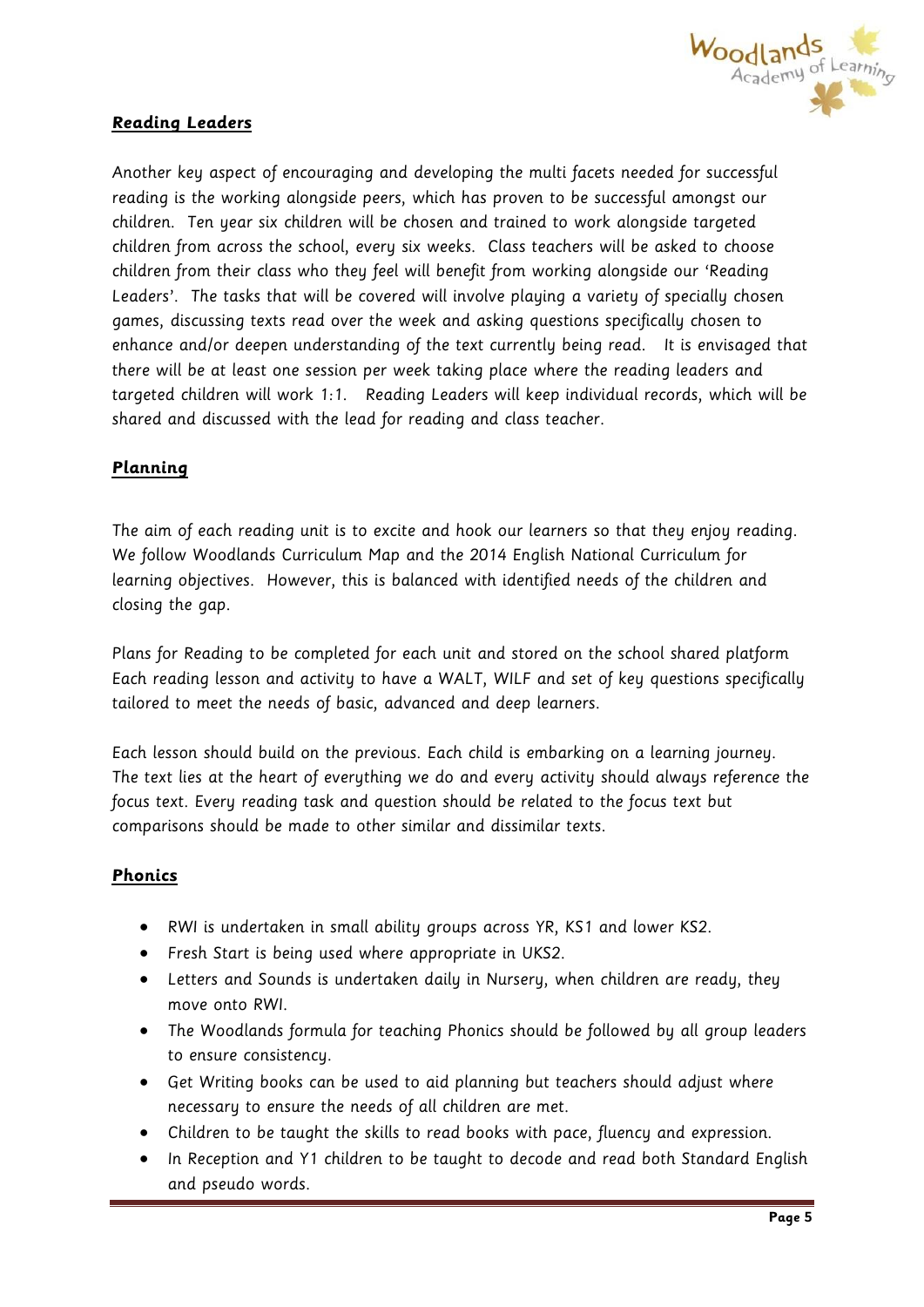## Reading Leaders

Another key aspect of encouraging and developing the multi facets needed for successful reading is the working alongside peers, which has proven to be successful amongst our children. Ten year six children will be chosen and trained to work alongside targeted children from across the school, every six weeks. Class teachers will be asked to choose children from their class who they feel will benefit from working alongside our 'Reading Leaders'. The tasks that will be covered will involve playing a variety of specially chosen games, discussing texts read over the week and asking questions specifically chosen to enhance and/or deepen understanding of the text currently being read. It is envisaged that there will be at least one session per week taking place where the reading leaders and targeted children will work 1:1. Reading Leaders will keep individual records, which will be shared and discussed with the lead for reading and class teacher.

## Planning

The aim of each reading unit is to excite and hook our learners so that they enjoy reading. We follow Woodlands Curriculum Map and the 2014 English National Curriculum for learning objectives. However, this is balanced with identified needs of the children and closing the gap.

Plans for Reading to be completed for each unit and stored on the school shared platform Each reading lesson and activity to have a WALT, WILF and set of key questions specifically tailored to meet the needs of basic, advanced and deep learners.

Each lesson should build on the previous. Each child is embarking on a learning journey. The text lies at the heart of everything we do and every activity should always reference the focus text. Every reading task and question should be related to the focus text but comparisons should be made to other similar and dissimilar texts.

## Phonics

- RWI is undertaken in small ability groups across YR, KS1 and lower KS2.
- Fresh Start is being used where appropriate in UKS2.
- Letters and Sounds is undertaken daily in Nursery, when children are ready, they move onto RWI.
- The Woodlands formula for teaching Phonics should be followed by all group leaders to ensure consistency.
- Get Writing books can be used to aid planning but teachers should adjust where necessary to ensure the needs of all children are met.
- Children to be taught the skills to read books with pace, fluency and expression.
- In Reception and Y1 children to be taught to decode and read both Standard English and pseudo words.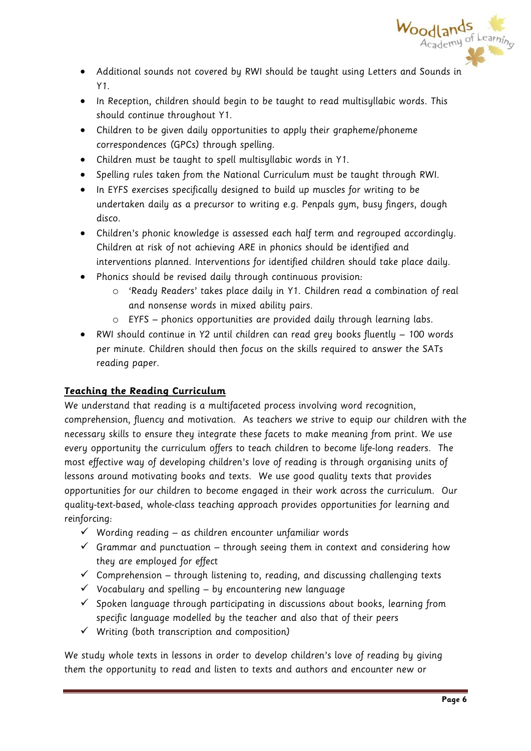- Additional sounds not covered by RWI should be taught using Letters and Sounds in Y1.
- In Reception, children should begin to be taught to read multisyllabic words. This should continue throughout Y1.
- Children to be given daily opportunities to apply their grapheme/phoneme correspondences (GPCs) through spelling.
- Children must be taught to spell multisyllabic words in Y1.
- Spelling rules taken from the National Curriculum must be taught through RWI.
- In EYFS exercises specifically designed to build up muscles for writing to be undertaken daily as a precursor to writing e.g. Penpals gym, busy fingers, dough disco.
- Children's phonic knowledge is assessed each half term and regrouped accordingly. Children at risk of not achieving ARE in phonics should be identified and interventions planned. Interventions for identified children should take place daily.
- Phonics should be revised daily through continuous provision:
  - 'Ready Readers' takes place daily in Y1. Children read a combination of real and nonsense words in mixed ability pairs.
  - EYFS – phonics opportunities are provided daily through learning labs.
- RWI should continue in Y2 until children can read grey books fluently – 100 words per minute. Children should then focus on the skills required to answer the SATs reading paper.

## **Teaching the Reading Curriculum**

We understand that reading is a multifaceted process involving word recognition, comprehension, fluency and motivation. As teachers we strive to equip our children with the necessary skills to ensure they integrate these facets to make meaning from print. We use every opportunity the curriculum offers to teach children to become life-long readers. The most effective way of developing children's love of reading is through organising units of lessons around motivating books and texts. We use good quality texts that provides opportunities for our children to become engaged in their work across the curriculum. Our quality-text-based, whole-class teaching approach provides opportunities for learning and reinforcing:

- ✓ Wording reading – as children encounter unfamiliar words
- ✓ Grammar and punctuation – through seeing them in context and considering how they are employed for effect
- ✓ Comprehension – through listening to, reading, and discussing challenging texts
- ✓ Vocabulary and spelling – by encountering new language
- ✓ Spoken language through participating in discussions about books, learning from specific language modelled by the teacher and also that of their peers
- ✓ Writing (both transcription and composition)

We study whole texts in lessons in order to develop children's love of reading by giving them the opportunity to read and listen to texts and authors and encounter new or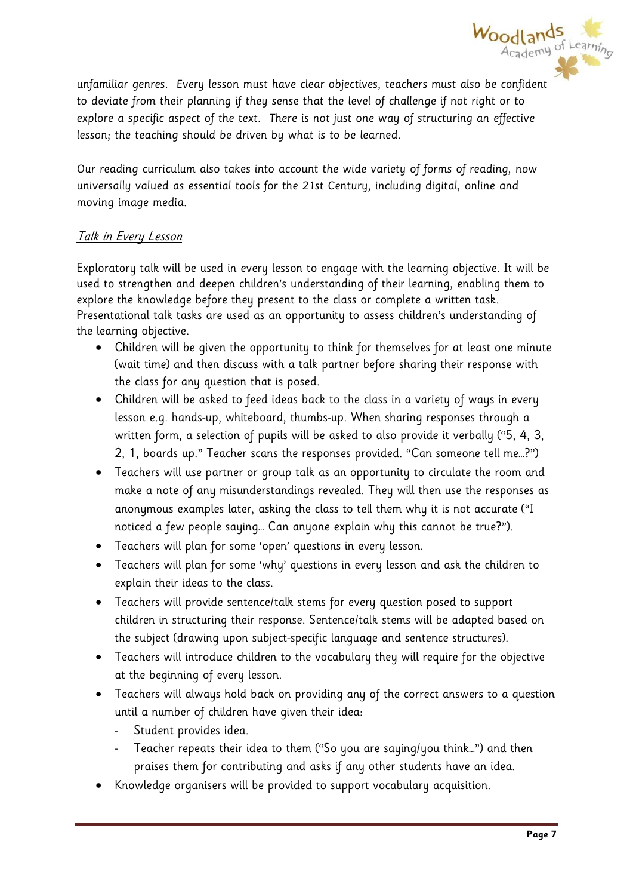unfamiliar genres. Every lesson must have clear objectives, teachers must also be confident to deviate from their planning if they sense that the level of challenge if not right or to explore a specific aspect of the text. There is not just one way of structuring an effective lesson; the teaching should be driven by what is to be learned.

Our reading curriculum also takes into account the wide variety of forms of reading, now universally valued as essential tools for the 21st Century, including digital, online and moving image media.

*Talk in Every Lesson*

Exploratory talk will be used in every lesson to engage with the learning objective. It will be used to strengthen and deepen children's understanding of their learning, enabling them to explore the knowledge before they present to the class or complete a written task. Presentational talk tasks are used as an opportunity to assess children's understanding of the learning objective.

- Children will be given the opportunity to think for themselves for at least one minute (wait time) and then discuss with a talk partner before sharing their response with the class for any question that is posed.
- Children will be asked to feed ideas back to the class in a variety of ways in every lesson e.g. hands-up, whiteboard, thumbs-up. When sharing responses through a written form, a selection of pupils will be asked to also provide it verbally ("5, 4, 3, 2, 1, boards up." Teacher scans the responses provided. "Can someone tell me…?")
- Teachers will use partner or group talk as an opportunity to circulate the room and make a note of any misunderstandings revealed. They will then use the responses as anonymous examples later, asking the class to tell them why it is not accurate ("I noticed a few people saying… Can anyone explain why this cannot be true?").
- Teachers will plan for some 'open' questions in every lesson.
- Teachers will plan for some 'why' questions in every lesson and ask the children to explain their ideas to the class.
- Teachers will provide sentence/talk stems for every question posed to support children in structuring their response. Sentence/talk stems will be adapted based on the subject (drawing upon subject-specific language and sentence structures).
- Teachers will introduce children to the vocabulary they will require for the objective at the beginning of every lesson.
- Teachers will always hold back on providing any of the correct answers to a question until a number of children have given their idea:
  - Student provides idea.
  - Teacher repeats their idea to them ("So you are saying/you think…") and then praises them for contributing and asks if any other students have an idea.
- Knowledge organisers will be provided to support vocabulary acquisition.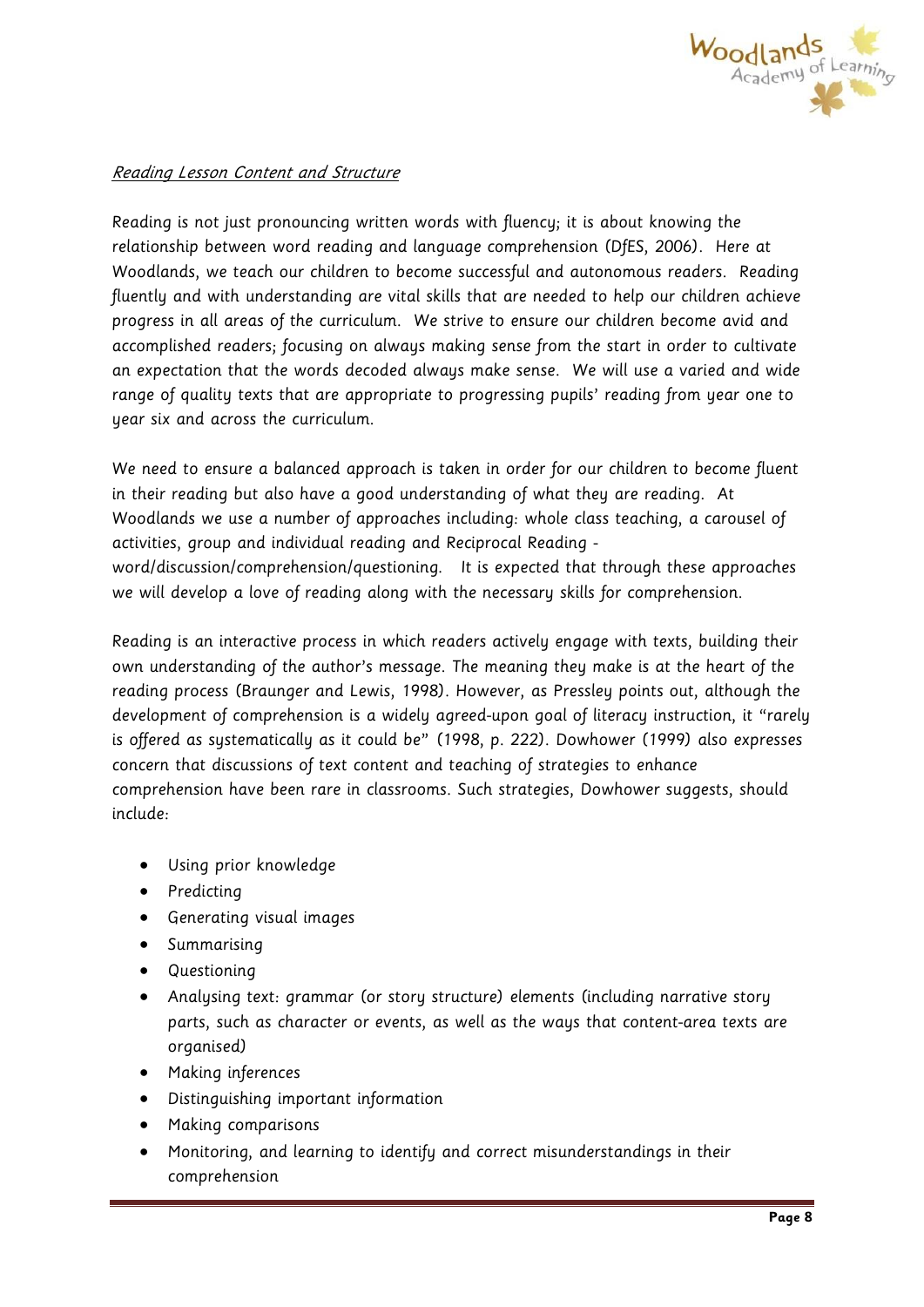*Reading Lesson Content and Structure*

Reading is not just pronouncing written words with fluency; it is about knowing the relationship between word reading and language comprehension (DfES, 2006). Here at Woodlands, we teach our children to become successful and autonomous readers. Reading fluently and with understanding are vital skills that are needed to help our children achieve progress in all areas of the curriculum. We strive to ensure our children become avid and accomplished readers; focusing on always making sense from the start in order to cultivate an expectation that the words decoded always make sense. We will use a varied and wide range of quality texts that are appropriate to progressing pupils' reading from year one to year six and across the curriculum.

We need to ensure a balanced approach is taken in order for our children to become fluent in their reading but also have a good understanding of what they are reading. At Woodlands we use a number of approaches including: whole class teaching, a carousel of activities, group and individual reading and Reciprocal Reading - word/discussion/comprehension/questioning. It is expected that through these approaches we will develop a love of reading along with the necessary skills for comprehension.

Reading is an interactive process in which readers actively engage with texts, building their own understanding of the author's message. The meaning they make is at the heart of the reading process (Braunger and Lewis, 1998). However, as Pressley points out, although the development of comprehension is a widely agreed-upon goal of literacy instruction, it "rarely is offered as systematically as it could be" (1998, p. 222). Dowhower (1999) also expresses concern that discussions of text content and teaching of strategies to enhance comprehension have been rare in classrooms. Such strategies, Dowhower suggests, should include:

- Using prior knowledge
- Predicting
- Generating visual images
- Summarising
- Questioning
- Analysing text: grammar (or story structure) elements (including narrative story parts, such as character or events, as well as the ways that content-area texts are organised)
- Making inferences
- Distinguishing important information
- Making comparisons
- Monitoring, and learning to identify and correct misunderstandings in their comprehension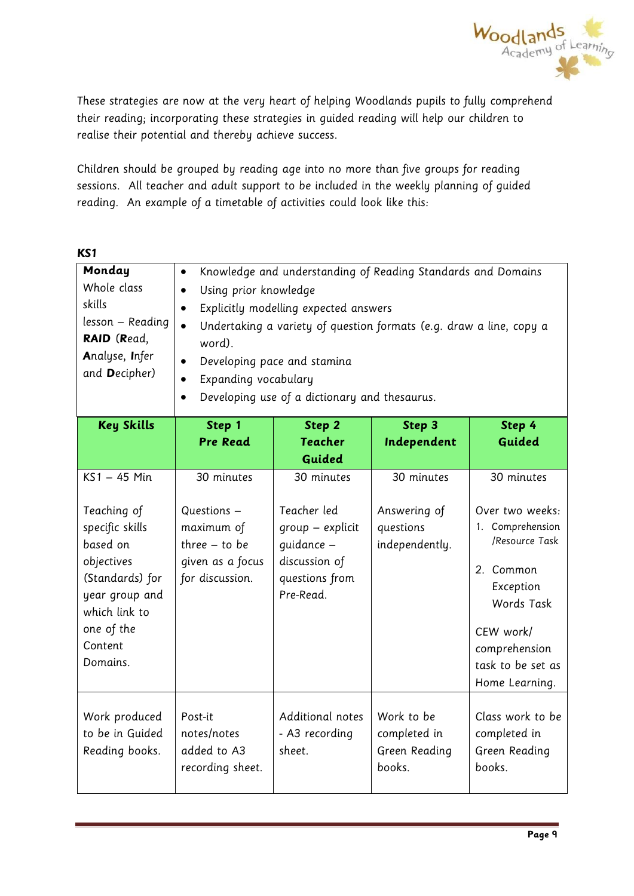These strategies are now at the very heart of helping Woodlands pupils to fully comprehend their reading; incorporating these strategies in guided reading will help our children to realise their potential and thereby achieve success.

Children should be grouped by reading age into no more than five groups for reading sessions. All teacher and adult support to be included in the weekly planning of guided reading. An example of a timetable of activities could look like this:

**KS1**

| **Monday** Whole class skills lesson – Reading **RAID** (**R**ead, **A**nalyse, **I**nfer and **D**ecipher) | • Knowledge and understanding of Reading Standards and Domains<br>• Using prior knowledge<br>• Explicitly modelling expected answers<br>• Undertaking a variety of question formats (e.g. draw a line, copy a word).<br>• Developing pace and stamina<br>• Expanding vocabulary<br>• Developing use of a dictionary and thesaurus. | | | |
|---|---|---|---|---|
| **Key Skills** | **Step 1 Pre Read** | **Step 2 Teacher Guided** | **Step 3 Independent** | **Step 4 Guided** |
| KS1 – 45 Min<br><br>Teaching of specific skills based on objectives (Standards) for year group and which link to one of the Content Domains. | 30 minutes<br><br>Questions – maximum of three – to be given as a focus for discussion. | 30 minutes<br><br>Teacher led group – explicit guidance – discussion of questions from Pre-Read. | 30 minutes<br><br>Answering of questions independently. | 30 minutes<br><br>Over two weeks:<br>1. Comprehension /Resource Task<br>2. Common Exception Words Task<br><br>CEW work/ comprehension task to be set as Home Learning. |
| Work produced to be in Guided Reading books. | Post-it notes/notes added to A3 recording sheet. | Additional notes - A3 recording sheet. | Work to be completed in Green Reading books. | Class work to be completed in Green Reading books. |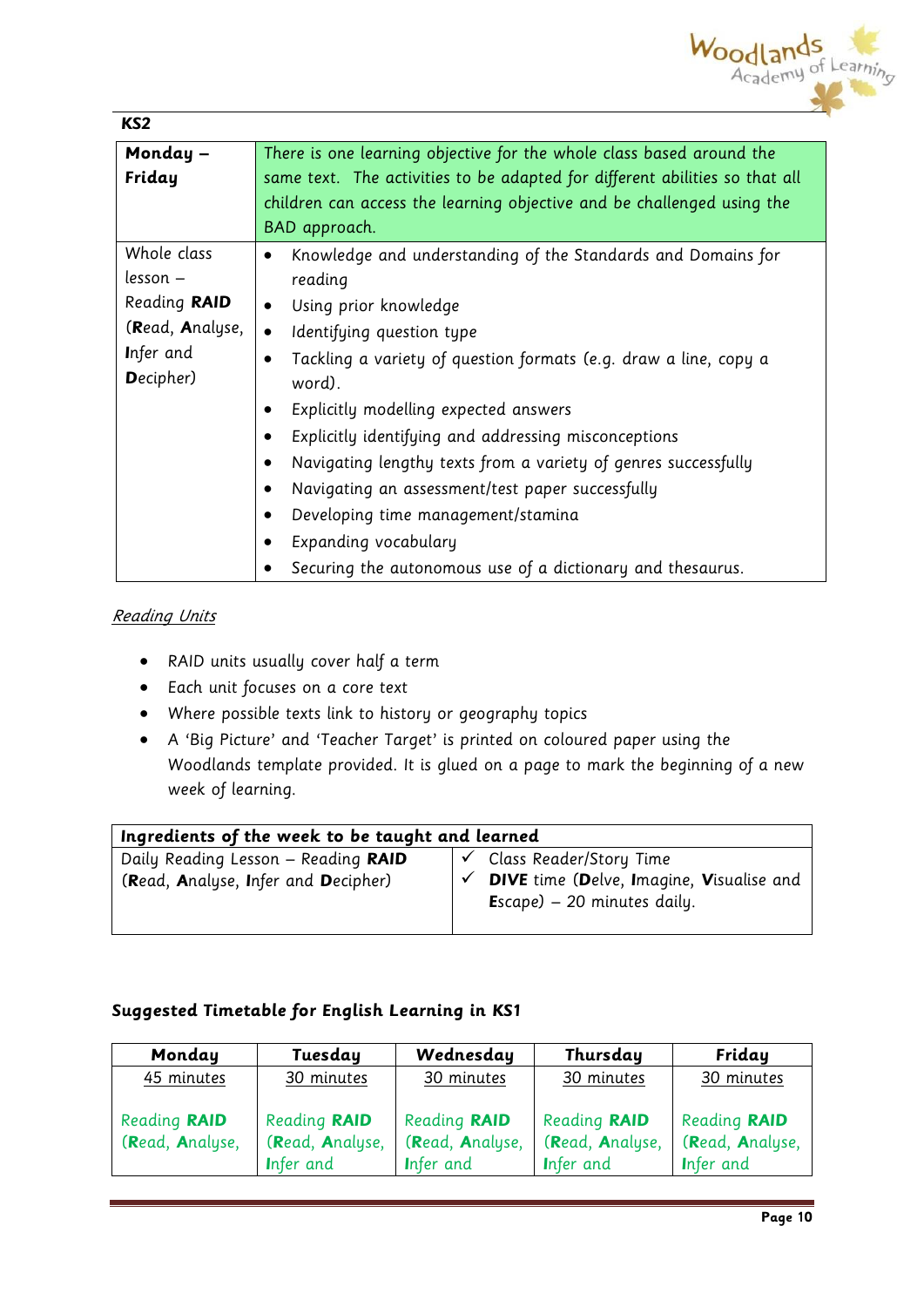**KS2**

| **Monday – Friday** | There is one learning objective for the whole class based around the same text. The activities to be adapted for different abilities so that all children can access the learning objective and be challenged using the BAD approach. |
|---|---|
| Whole class lesson – Reading **RAID** (**R**ead, **A**nalyse, **I**nfer and **D**ecipher) | • Knowledge and understanding of the Standards and Domains for reading<br>• Using prior knowledge<br>• Identifying question type<br>• Tackling a variety of question formats (e.g. draw a line, copy a word).<br>• Explicitly modelling expected answers<br>• Explicitly identifying and addressing misconceptions<br>• Navigating lengthy texts from a variety of genres successfully<br>• Navigating an assessment/test paper successfully<br>• Developing time management/stamina<br>• Expanding vocabulary<br>• Securing the autonomous use of a dictionary and thesaurus. |

_Reading Units_

- RAID units usually cover half a term
- Each unit focuses on a core text
- Where possible texts link to history or geography topics
- A 'Big Picture' and 'Teacher Target' is printed on coloured paper using the Woodlands template provided. It is glued on a page to mark the beginning of a new week of learning.

| **Ingredients of the week to be taught and learned** | |
|---|---|
| Daily Reading Lesson – Reading **RAID** (**R**ead, **A**nalyse, **I**nfer and **D**ecipher) | ✓ Class Reader/Story Time<br>✓ **DIVE** time (**D**elve, **I**magine, **V**isualise and **E**scape) – 20 minutes daily. |

**Suggested Timetable for English Learning in KS1**

| Monday | Tuesday | Wednesday | Thursday | Friday |
|---|---|---|---|---|
| 45 minutes | 30 minutes | 30 minutes | 30 minutes | 30 minutes |
| Reading **RAID** (**R**ead, **A**nalyse, | Reading **RAID** (**R**ead, **A**nalyse, **I**nfer and | Reading **RAID** (**R**ead, **A**nalyse, **I**nfer and | Reading **RAID** (**R**ead, **A**nalyse, **I**nfer and | Reading **RAID** (**R**ead, **A**nalyse, **I**nfer and |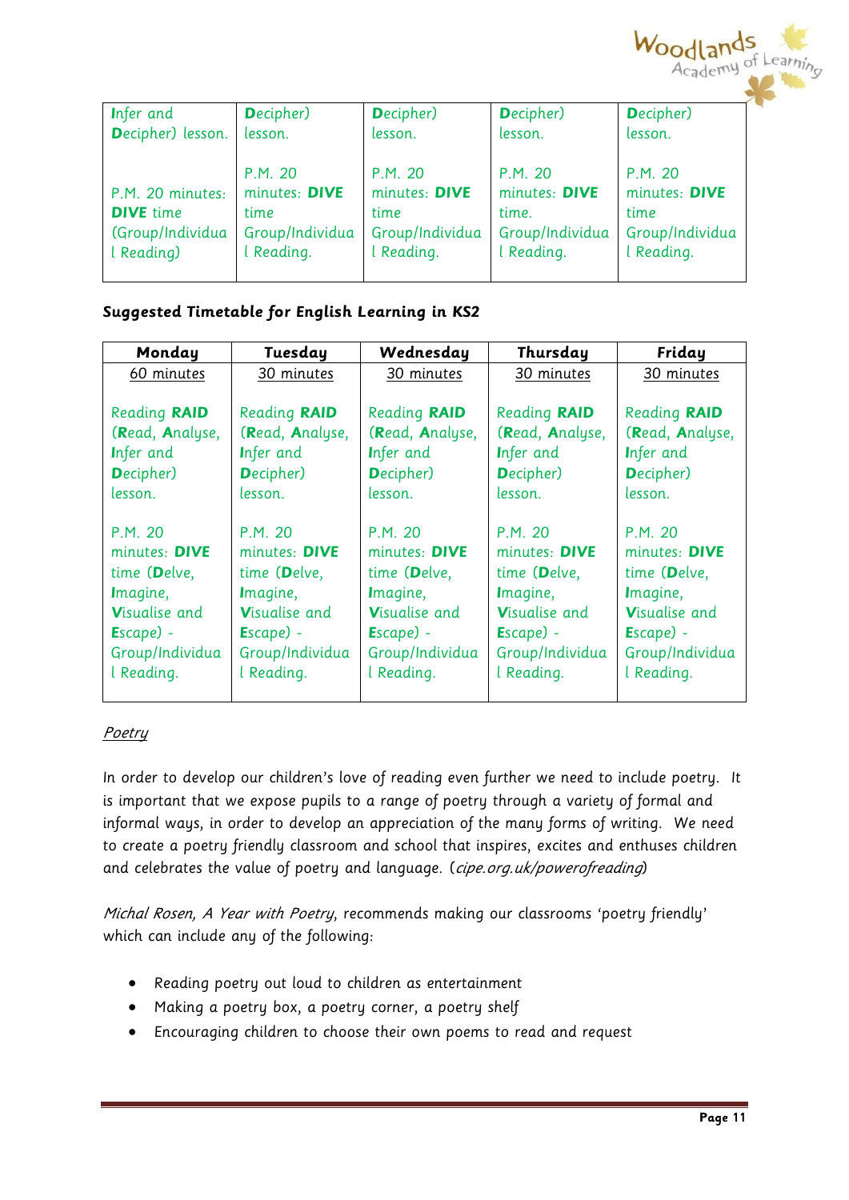| Infer and Decipher) lesson. | Decipher) lesson. | Decipher) lesson. | Decipher) lesson. | Decipher) lesson. |
|---|---|---|---|---|
| P.M. 20 minutes: **DIVE** time (Group/Individual Reading) | P.M. 20 minutes: **DIVE** time Group/Individual Reading. | P.M. 20 minutes: **DIVE** time Group/Individual Reading. | P.M. 20 minutes: **DIVE** time. Group/Individual Reading. | P.M. 20 minutes: **DIVE** time Group/Individual Reading. |

**Suggested Timetable for English Learning in KS2**

| Monday | Tuesday | Wednesday | Thursday | Friday |
|---|---|---|---|---|
| 60 minutes<br><br>Reading **RAID** (**R**ead, **A**nalyse, **I**nfer and **D**ecipher) lesson.<br><br>P.M. 20 minutes: **DIVE** time (**D**elve, **I**magine, **V**isualise and **E**scape) - Group/Individual Reading. | 30 minutes<br><br>Reading **RAID** (**R**ead, **A**nalyse, **I**nfer and **D**ecipher) lesson.<br><br>P.M. 20 minutes: **DIVE** time (**D**elve, **I**magine, **V**isualise and **E**scape) - Group/Individual Reading. | 30 minutes<br><br>Reading **RAID** (**R**ead, **A**nalyse, **I**nfer and **D**ecipher) lesson.<br><br>P.M. 20 minutes: **DIVE** time (**D**elve, **I**magine, **V**isualise and **E**scape) - Group/Individual Reading. | 30 minutes<br><br>Reading **RAID** (**R**ead, **A**nalyse, **I**nfer and **D**ecipher) lesson.<br><br>P.M. 20 minutes: **DIVE** time (**D**elve, **I**magine, **V**isualise and **E**scape) - Group/Individual Reading. | 30 minutes<br><br>Reading **RAID** (**R**ead, **A**nalyse, **I**nfer and **D**ecipher) lesson.<br><br>P.M. 20 minutes: **DIVE** time (**D**elve, **I**magine, **V**isualise and **E**scape) - Group/Individual Reading. |

*Poetry*

In order to develop our children's love of reading even further we need to include poetry. It is important that we expose pupils to a range of poetry through a variety of formal and informal ways, in order to develop an appreciation of the many forms of writing. We need to create a poetry friendly classroom and school that inspires, excites and enthuses children and celebrates the value of poetry and language. (*cipe.org.uk/powerofreading*)

*Michal Rosen, A Year with Poetry*, recommends making our classrooms 'poetry friendly' which can include any of the following:

- Reading poetry out loud to children as entertainment
- Making a poetry box, a poetry corner, a poetry shelf
- Encouraging children to choose their own poems to read and request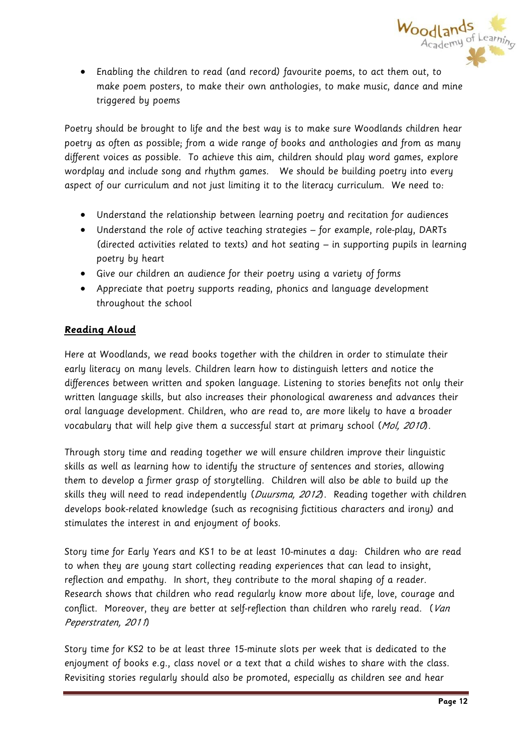- Enabling the children to read (and record) favourite poems, to act them out, to make poem posters, to make their own anthologies, to make music, dance and mine triggered by poems

Poetry should be brought to life and the best way is to make sure Woodlands children hear poetry as often as possible; from a wide range of books and anthologies and from as many different voices as possible. To achieve this aim, children should play word games, explore wordplay and include song and rhythm games. We should be building poetry into every aspect of our curriculum and not just limiting it to the literacy curriculum. We need to:

- Understand the relationship between learning poetry and recitation for audiences
- Understand the role of active teaching strategies – for example, role-play, DARTs (directed activities related to texts) and hot seating – in supporting pupils in learning poetry by heart
- Give our children an audience for their poetry using a variety of forms
- Appreciate that poetry supports reading, phonics and language development throughout the school

## Reading Aloud

Here at Woodlands, we read books together with the children in order to stimulate their early literacy on many levels. Children learn how to distinguish letters and notice the differences between written and spoken language. Listening to stories benefits not only their written language skills, but also increases their phonological awareness and advances their oral language development. Children, who are read to, are more likely to have a broader vocabulary that will help give them a successful start at primary school (*Mol, 2010*).

Through story time and reading together we will ensure children improve their linguistic skills as well as learning how to identify the structure of sentences and stories, allowing them to develop a firmer grasp of storytelling. Children will also be able to build up the skills they will need to read independently (*Duursma, 2012*). Reading together with children develops book-related knowledge (such as recognising fictitious characters and irony) and stimulates the interest in and enjoyment of books.

Story time for Early Years and KS1 to be at least 10-minutes a day: Children who are read to when they are young start collecting reading experiences that can lead to insight, reflection and empathy. In short, they contribute to the moral shaping of a reader. Research shows that children who read regularly know more about life, love, courage and conflict. Moreover, they are better at self-reflection than children who rarely read. (*Van Peperstraten, 2011*)

Story time for KS2 to be at least three 15-minute slots per week that is dedicated to the enjoyment of books e.g., class novel or a text that a child wishes to share with the class. Revisiting stories regularly should also be promoted, especially as children see and hear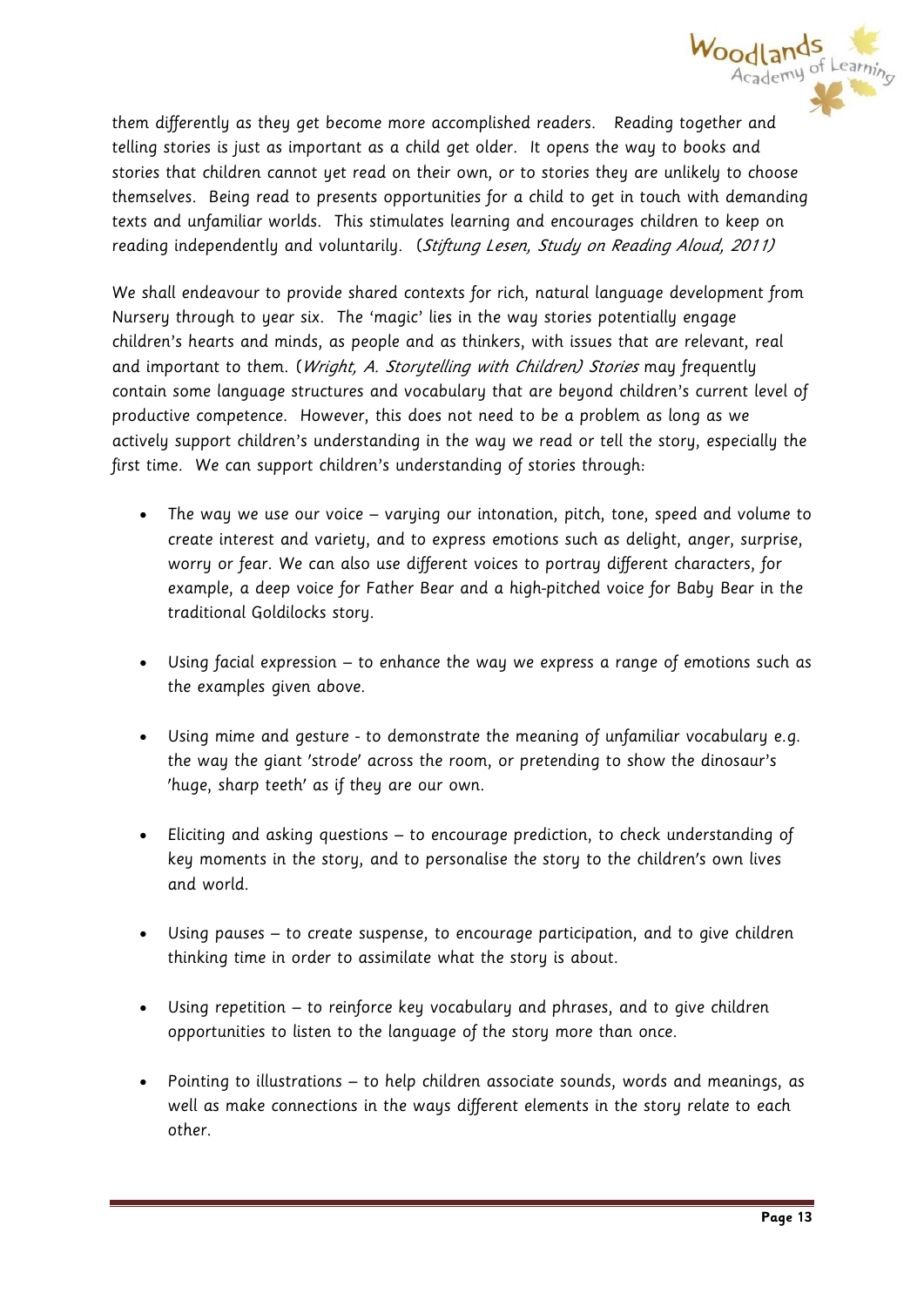them differently as they get become more accomplished readers. Reading together and telling stories is just as important as a child get older. It opens the way to books and stories that children cannot yet read on their own, or to stories they are unlikely to choose themselves. Being read to presents opportunities for a child to get in touch with demanding texts and unfamiliar worlds. This stimulates learning and encourages children to keep on reading independently and voluntarily. (*Stiftung Lesen, Study on Reading Aloud, 2011)*

We shall endeavour to provide shared contexts for rich, natural language development from Nursery through to year six. The 'magic' lies in the way stories potentially engage children's hearts and minds, as people and as thinkers, with issues that are relevant, real and important to them. (*Wright, A. Storytelling with Children) Stories* may frequently contain some language structures and vocabulary that are beyond children's current level of productive competence. However, this does not need to be a problem as long as we actively support children's understanding in the way we read or tell the story, especially the first time. We can support children's understanding of stories through:

- The way we use our voice – varying our intonation, pitch, tone, speed and volume to create interest and variety, and to express emotions such as delight, anger, surprise, worry or fear. We can also use different voices to portray different characters, for example, a deep voice for Father Bear and a high-pitched voice for Baby Bear in the traditional Goldilocks story.

- Using facial expression – to enhance the way we express a range of emotions such as the examples given above.

- Using mime and gesture - to demonstrate the meaning of unfamiliar vocabulary e.g. the way the giant 'strode' across the room, or pretending to show the dinosaur's 'huge, sharp teeth' as if they are our own.

- Eliciting and asking questions – to encourage prediction, to check understanding of key moments in the story, and to personalise the story to the children's own lives and world.

- Using pauses – to create suspense, to encourage participation, and to give children thinking time in order to assimilate what the story is about.

- Using repetition – to reinforce key vocabulary and phrases, and to give children opportunities to listen to the language of the story more than once.

- Pointing to illustrations – to help children associate sounds, words and meanings, as well as make connections in the ways different elements in the story relate to each other.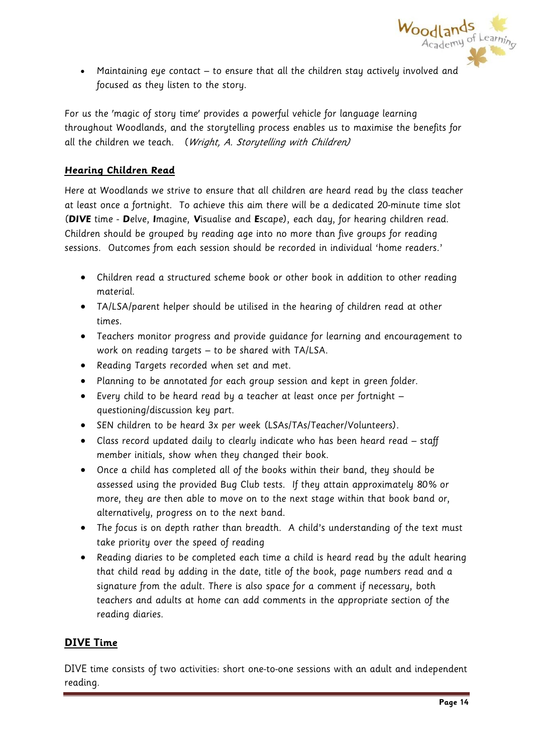- Maintaining eye contact – to ensure that all the children stay actively involved and focused as they listen to the story.

For us the 'magic of story time' provides a powerful vehicle for language learning throughout Woodlands, and the storytelling process enables us to maximise the benefits for all the children we teach. (*Wright, A. Storytelling with Children)*

## Hearing Children Read

Here at Woodlands we strive to ensure that all children are heard read by the class teacher at least once a fortnight. To achieve this aim there will be a dedicated 20-minute time slot (**DIVE** time - **D**elve, **I**magine, **V**isualise and **E**scape), each day, for hearing children read. Children should be grouped by reading age into no more than five groups for reading sessions. Outcomes from each session should be recorded in individual 'home readers.'

- Children read a structured scheme book or other book in addition to other reading material.
- TA/LSA/parent helper should be utilised in the hearing of children read at other times.
- Teachers monitor progress and provide guidance for learning and encouragement to work on reading targets – to be shared with TA/LSA.
- Reading Targets recorded when set and met.
- Planning to be annotated for each group session and kept in green folder.
- Every child to be heard read by a teacher at least once per fortnight – questioning/discussion key part.
- SEN children to be heard 3x per week (LSAs/TAs/Teacher/Volunteers).
- Class record updated daily to clearly indicate who has been heard read – staff member initials, show when they changed their book.
- Once a child has completed all of the books within their band, they should be assessed using the provided Bug Club tests. If they attain approximately 80% or more, they are then able to move on to the next stage within that book band or, alternatively, progress on to the next band.
- The focus is on depth rather than breadth. A child's understanding of the text must take priority over the speed of reading
- Reading diaries to be completed each time a child is heard read by the adult hearing that child read by adding in the date, title of the book, page numbers read and a signature from the adult. There is also space for a comment if necessary, both teachers and adults at home can add comments in the appropriate section of the reading diaries.

## DIVE Time

DIVE time consists of two activities: short one-to-one sessions with an adult and independent reading.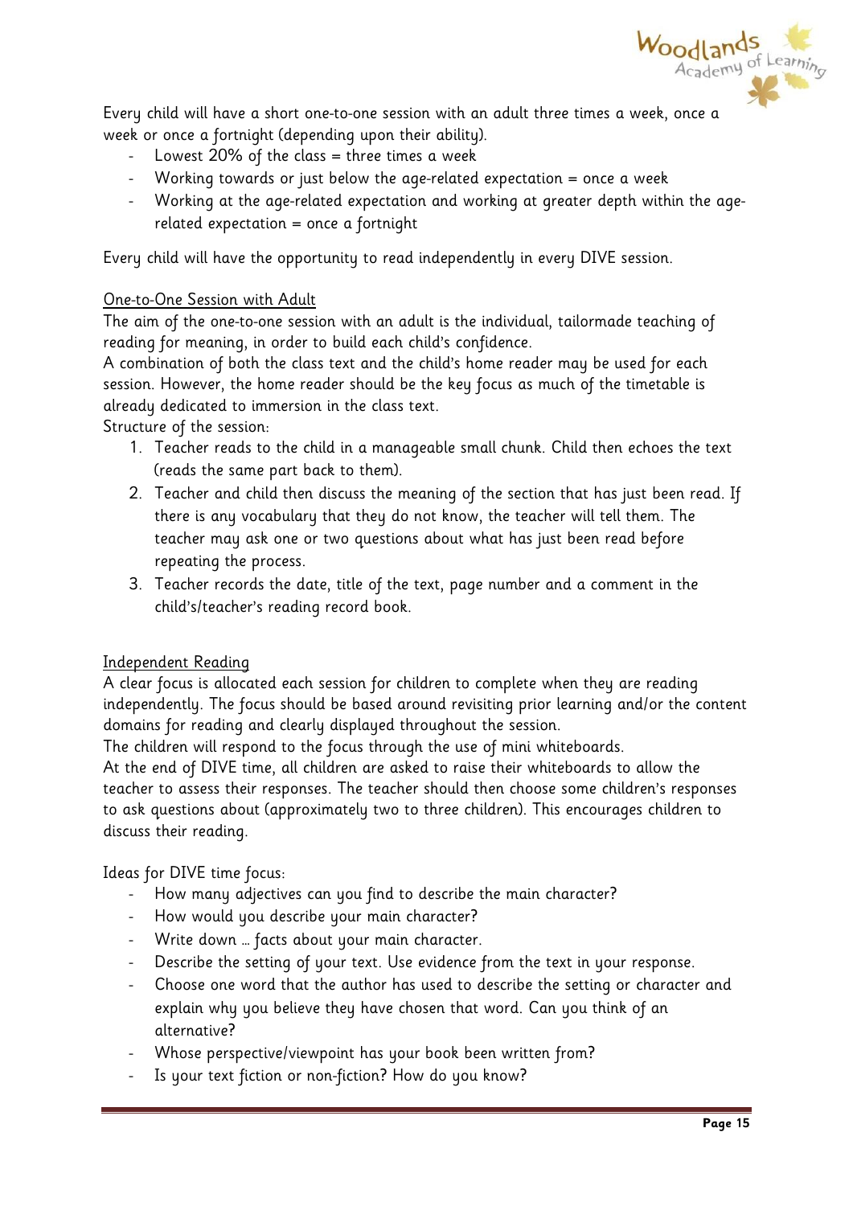Every child will have a short one-to-one session with an adult three times a week, once a week or once a fortnight (depending upon their ability).

- Lowest 20% of the class = three times a week
- Working towards or just below the age-related expectation = once a week
- Working at the age-related expectation and working at greater depth within the age-related expectation = once a fortnight

Every child will have the opportunity to read independently in every DIVE session.

<u>One-to-One Session with Adult</u>

The aim of the one-to-one session with an adult is the individual, tailormade teaching of reading for meaning, in order to build each child's confidence.

A combination of both the class text and the child's home reader may be used for each session. However, the home reader should be the key focus as much of the timetable is already dedicated to immersion in the class text.

Structure of the session:

1. Teacher reads to the child in a manageable small chunk. Child then echoes the text (reads the same part back to them).
2. Teacher and child then discuss the meaning of the section that has just been read. If there is any vocabulary that they do not know, the teacher will tell them. The teacher may ask one or two questions about what has just been read before repeating the process.
3. Teacher records the date, title of the text, page number and a comment in the child's/teacher's reading record book.

<u>Independent Reading</u>

A clear focus is allocated each session for children to complete when they are reading independently. The focus should be based around revisiting prior learning and/or the content domains for reading and clearly displayed throughout the session.

The children will respond to the focus through the use of mini whiteboards.

At the end of DIVE time, all children are asked to raise their whiteboards to allow the teacher to assess their responses. The teacher should then choose some children's responses to ask questions about (approximately two to three children). This encourages children to discuss their reading.

Ideas for DIVE time focus:

- How many adjectives can you find to describe the main character?
- How would you describe your main character?
- Write down … facts about your main character.
- Describe the setting of your text. Use evidence from the text in your response.
- Choose one word that the author has used to describe the setting or character and explain why you believe they have chosen that word. Can you think of an alternative?
- Whose perspective/viewpoint has your book been written from?
- Is your text fiction or non-fiction? How do you know?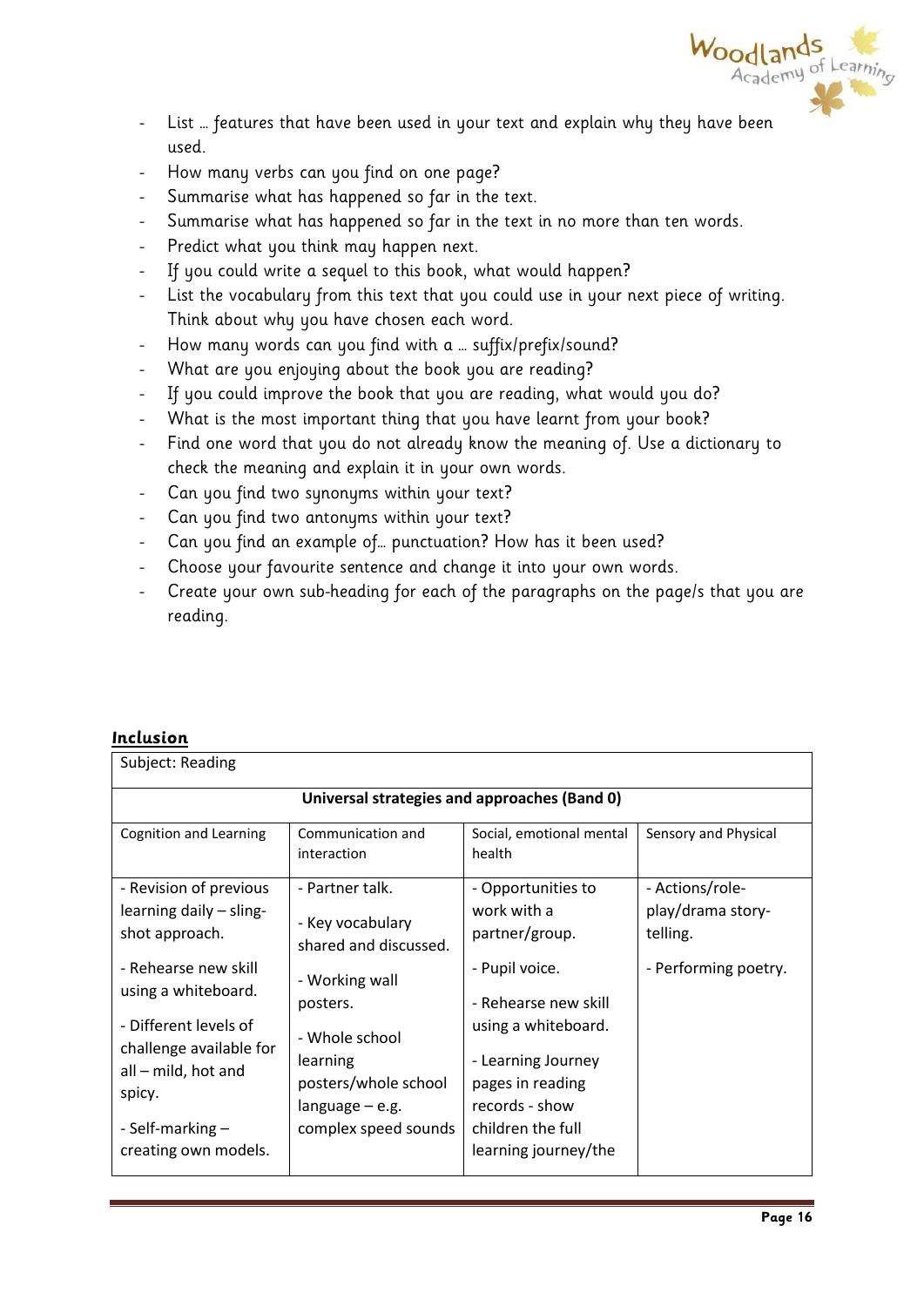- List … features that have been used in your text and explain why they have been used.
- How many verbs can you find on one page?
- Summarise what has happened so far in the text.
- Summarise what has happened so far in the text in no more than ten words.
- Predict what you think may happen next.
- If you could write a sequel to this book, what would happen?
- List the vocabulary from this text that you could use in your next piece of writing. Think about why you have chosen each word.
- How many words can you find with a … suffix/prefix/sound?
- What are you enjoying about the book you are reading?
- If you could improve the book that you are reading, what would you do?
- What is the most important thing that you have learnt from your book?
- Find one word that you do not already know the meaning of. Use a dictionary to check the meaning and explain it in your own words.
- Can you find two synonyms within your text?
- Can you find two antonyms within your text?
- Can you find an example of… punctuation? How has it been used?
- Choose your favourite sentence and change it into your own words.
- Create your own sub-heading for each of the paragraphs on the page/s that you are reading.

## Inclusion

| Subject: Reading | | | |
|---|---|---|---|
| **Universal strategies and approaches (Band 0)** | | | |
| Cognition and Learning | Communication and interaction | Social, emotional mental health | Sensory and Physical |
| - Revision of previous learning daily – sling-shot approach.<br><br>- Rehearse new skill using a whiteboard.<br><br>- Different levels of challenge available for all – mild, hot and spicy.<br><br>- Self-marking – creating own models. | - Partner talk.<br><br>- Key vocabulary shared and discussed.<br><br>- Working wall posters.<br><br>- Whole school learning posters/whole school language – e.g. complex speed sounds | - Opportunities to work with a partner/group.<br><br>- Pupil voice.<br><br>- Rehearse new skill using a whiteboard.<br><br>- Learning Journey pages in reading records - show children the full learning journey/the | - Actions/role-play/drama story-telling.<br><br>- Performing poetry. |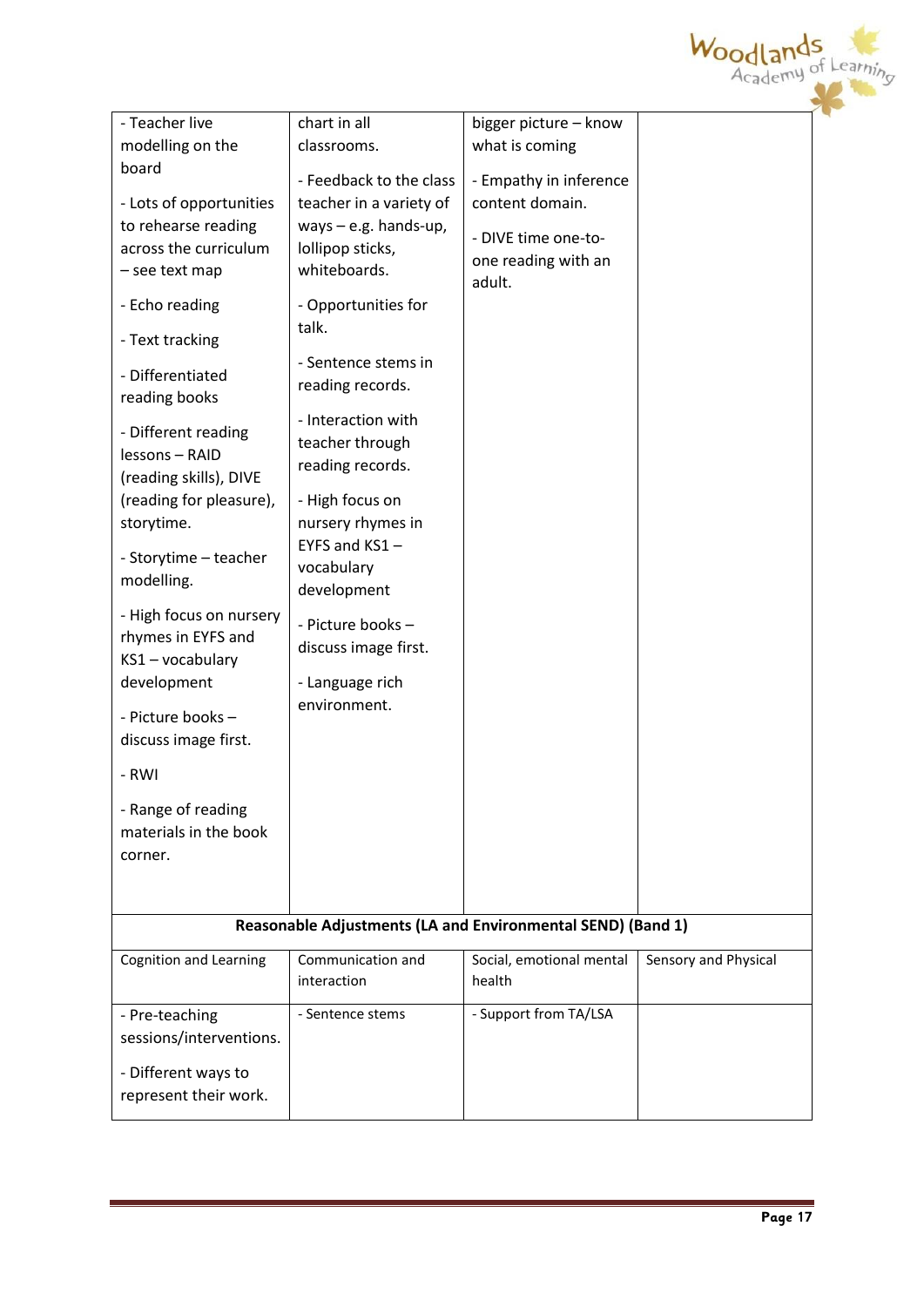| | | | |
|---|---|---|---|
| - Teacher live modelling on the board<br><br>- Lots of opportunities to rehearse reading across the curriculum – see text map<br><br>- Echo reading<br><br>- Text tracking<br><br>- Differentiated reading books<br><br>- Different reading lessons – RAID (reading skills), DIVE (reading for pleasure), storytime.<br><br>- Storytime – teacher modelling.<br><br>- High focus on nursery rhymes in EYFS and KS1 – vocabulary development<br><br>- Picture books – discuss image first.<br><br>- RWI<br><br>- Range of reading materials in the book corner. | chart in all classrooms.<br><br>- Feedback to the class teacher in a variety of ways – e.g. hands-up, lollipop sticks, whiteboards.<br><br>- Opportunities for talk.<br><br>- Sentence stems in reading records.<br><br>- Interaction with teacher through reading records.<br><br>- High focus on nursery rhymes in EYFS and KS1 – vocabulary development<br><br>- Picture books – discuss image first.<br><br>- Language rich environment. | bigger picture – know what is coming<br><br>- Empathy in inference content domain.<br><br>- DIVE time one-to-one reading with an adult. | |
| **Reasonable Adjustments (LA and Environmental SEND) (Band 1)** | | | |
| Cognition and Learning | Communication and interaction | Social, emotional mental health | Sensory and Physical |
| - Pre-teaching sessions/interventions.<br><br>- Different ways to represent their work. | - Sentence stems | - Support from TA/LSA | |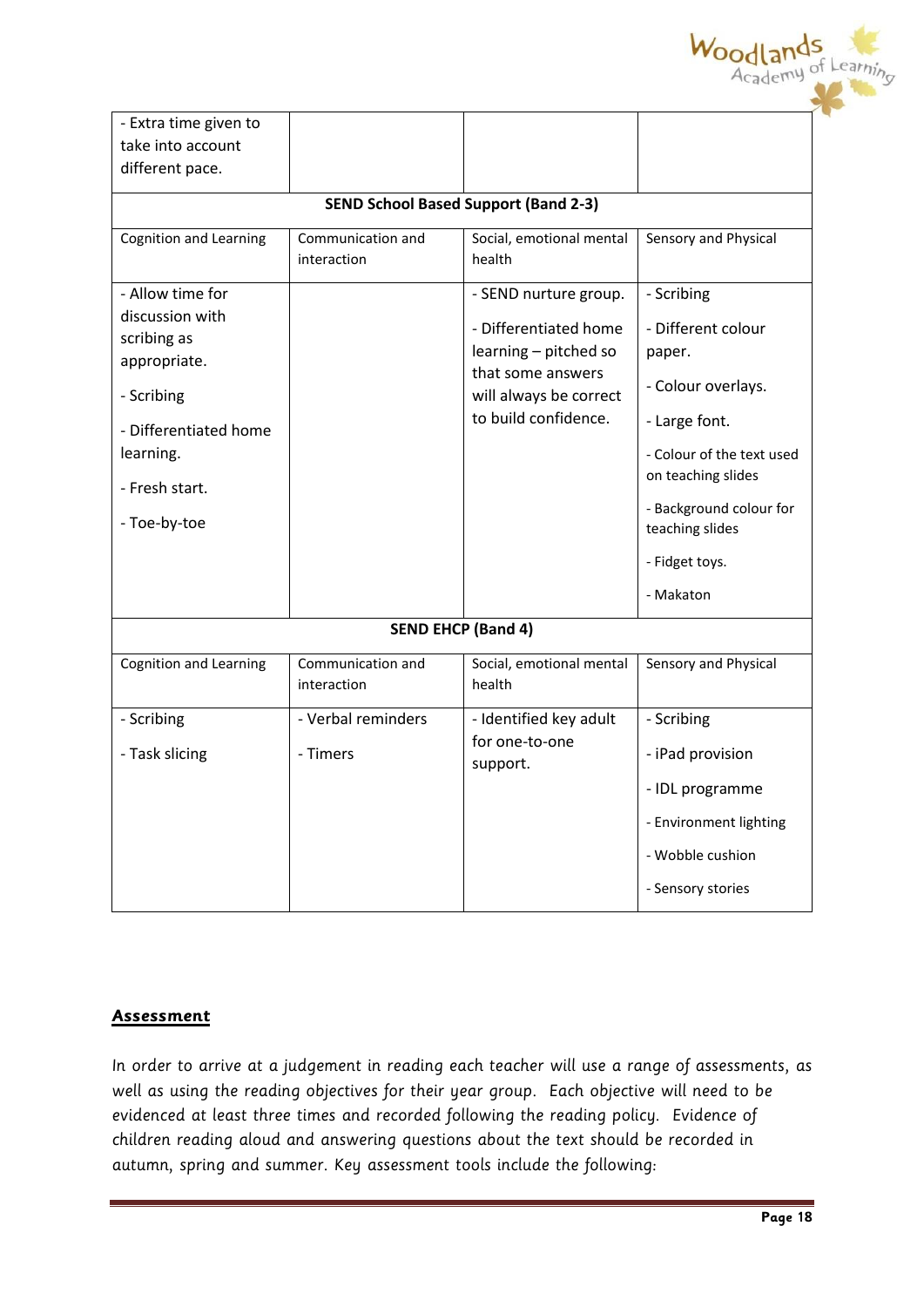| - Extra time given to take into account different pace. | | | |
|---|---|---|---|
| **SEND School Based Support (Band 2-3)** | | | |
| Cognition and Learning | Communication and interaction | Social, emotional mental health | Sensory and Physical |
| - Allow time for discussion with scribing as appropriate.<br>- Scribing<br>- Differentiated home learning.<br>- Fresh start.<br>- Toe-by-toe | | - SEND nurture group.<br>- Differentiated home learning – pitched so that some answers will always be correct to build confidence. | - Scribing<br>- Different colour paper.<br>- Colour overlays.<br>- Large font.<br>- Colour of the text used on teaching slides<br>- Background colour for teaching slides<br>- Fidget toys.<br>- Makaton |
| **SEND EHCP (Band 4)** | | | |
| Cognition and Learning | Communication and interaction | Social, emotional mental health | Sensory and Physical |
| - Scribing<br>- Task slicing | - Verbal reminders<br>- Timers | - Identified key adult for one-to-one support. | - Scribing<br>- iPad provision<br>- IDL programme<br>- Environment lighting<br>- Wobble cushion<br>- Sensory stories |

## Assessment

In order to arrive at a judgement in reading each teacher will use a range of assessments, as well as using the reading objectives for their year group. Each objective will need to be evidenced at least three times and recorded following the reading policy. Evidence of children reading aloud and answering questions about the text should be recorded in autumn, spring and summer. Key assessment tools include the following: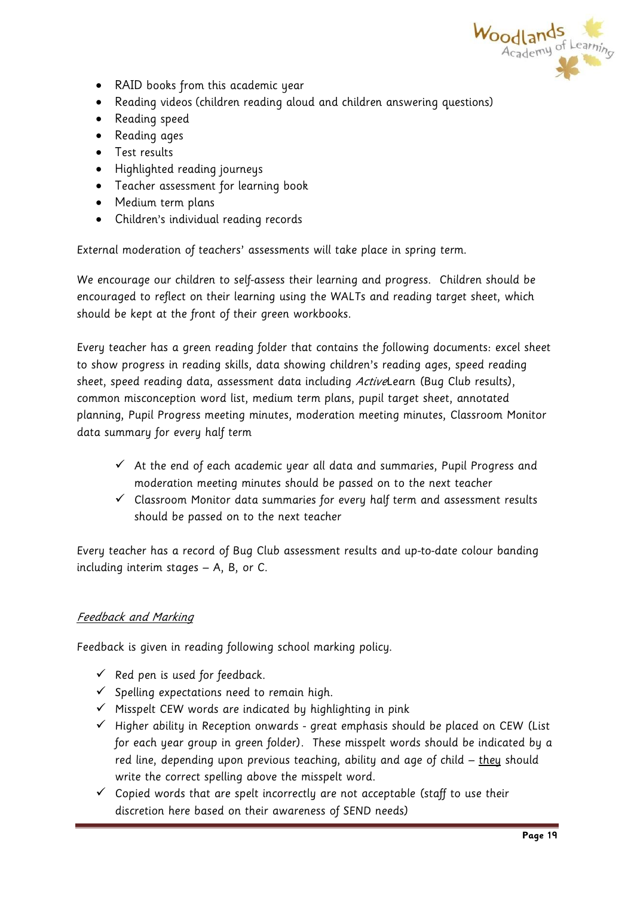- RAID books from this academic year
- Reading videos (children reading aloud and children answering questions)
- Reading speed
- Reading ages
- Test results
- Highlighted reading journeys
- Teacher assessment for learning book
- Medium term plans
- Children's individual reading records

External moderation of teachers' assessments will take place in spring term.

We encourage our children to self-assess their learning and progress. Children should be encouraged to reflect on their learning using the WALTs and reading target sheet, which should be kept at the front of their green workbooks.

Every teacher has a green reading folder that contains the following documents: excel sheet to show progress in reading skills, data showing children's reading ages, speed reading sheet, speed reading data, assessment data including *Active*Learn (Bug Club results), common misconception word list, medium term plans, pupil target sheet, annotated planning, Pupil Progress meeting minutes, moderation meeting minutes, Classroom Monitor data summary for every half term

- ✓ At the end of each academic year all data and summaries, Pupil Progress and moderation meeting minutes should be passed on to the next teacher
- ✓ Classroom Monitor data summaries for every half term and assessment results should be passed on to the next teacher

Every teacher has a record of Bug Club assessment results and up-to-date colour banding including interim stages – A, B, or C.

*Feedback and Marking*

Feedback is given in reading following school marking policy.

- ✓ Red pen is used for feedback.
- ✓ Spelling expectations need to remain high.
- ✓ Misspelt CEW words are indicated by highlighting in pink
- ✓ Higher ability in Reception onwards - great emphasis should be placed on CEW (List for each year group in green folder). These misspelt words should be indicated by a red line, depending upon previous teaching, ability and age of child – they should write the correct spelling above the misspelt word.
- ✓ Copied words that are spelt incorrectly are not acceptable (staff to use their discretion here based on their awareness of SEND needs)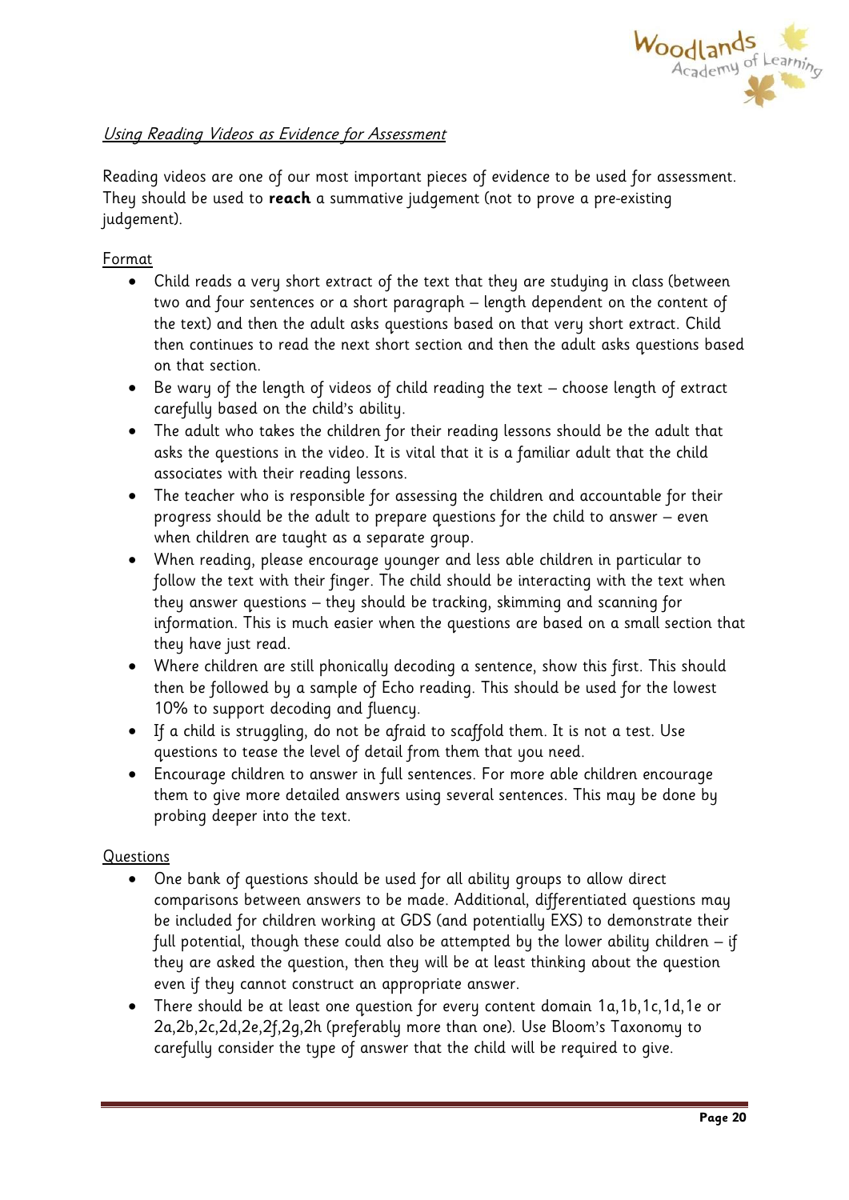*Using Reading Videos as Evidence for Assessment*

Reading videos are one of our most important pieces of evidence to be used for assessment. They should be used to **reach** a summative judgement (not to prove a pre-existing judgement).

Format

- Child reads a very short extract of the text that they are studying in class (between two and four sentences or a short paragraph – length dependent on the content of the text) and then the adult asks questions based on that very short extract. Child then continues to read the next short section and then the adult asks questions based on that section.
- Be wary of the length of videos of child reading the text – choose length of extract carefully based on the child's ability.
- The adult who takes the children for their reading lessons should be the adult that asks the questions in the video. It is vital that it is a familiar adult that the child associates with their reading lessons.
- The teacher who is responsible for assessing the children and accountable for their progress should be the adult to prepare questions for the child to answer – even when children are taught as a separate group.
- When reading, please encourage younger and less able children in particular to follow the text with their finger. The child should be interacting with the text when they answer questions – they should be tracking, skimming and scanning for information. This is much easier when the questions are based on a small section that they have just read.
- Where children are still phonically decoding a sentence, show this first. This should then be followed by a sample of Echo reading. This should be used for the lowest 10% to support decoding and fluency.
- If a child is struggling, do not be afraid to scaffold them. It is not a test. Use questions to tease the level of detail from them that you need.
- Encourage children to answer in full sentences. For more able children encourage them to give more detailed answers using several sentences. This may be done by probing deeper into the text.

Questions

- One bank of questions should be used for all ability groups to allow direct comparisons between answers to be made. Additional, differentiated questions may be included for children working at GDS (and potentially EXS) to demonstrate their full potential, though these could also be attempted by the lower ability children – if they are asked the question, then they will be at least thinking about the question even if they cannot construct an appropriate answer.
- There should be at least one question for every content domain 1a,1b,1c,1d,1e or 2a,2b,2c,2d,2e,2f,2g,2h (preferably more than one). Use Bloom's Taxonomy to carefully consider the type of answer that the child will be required to give.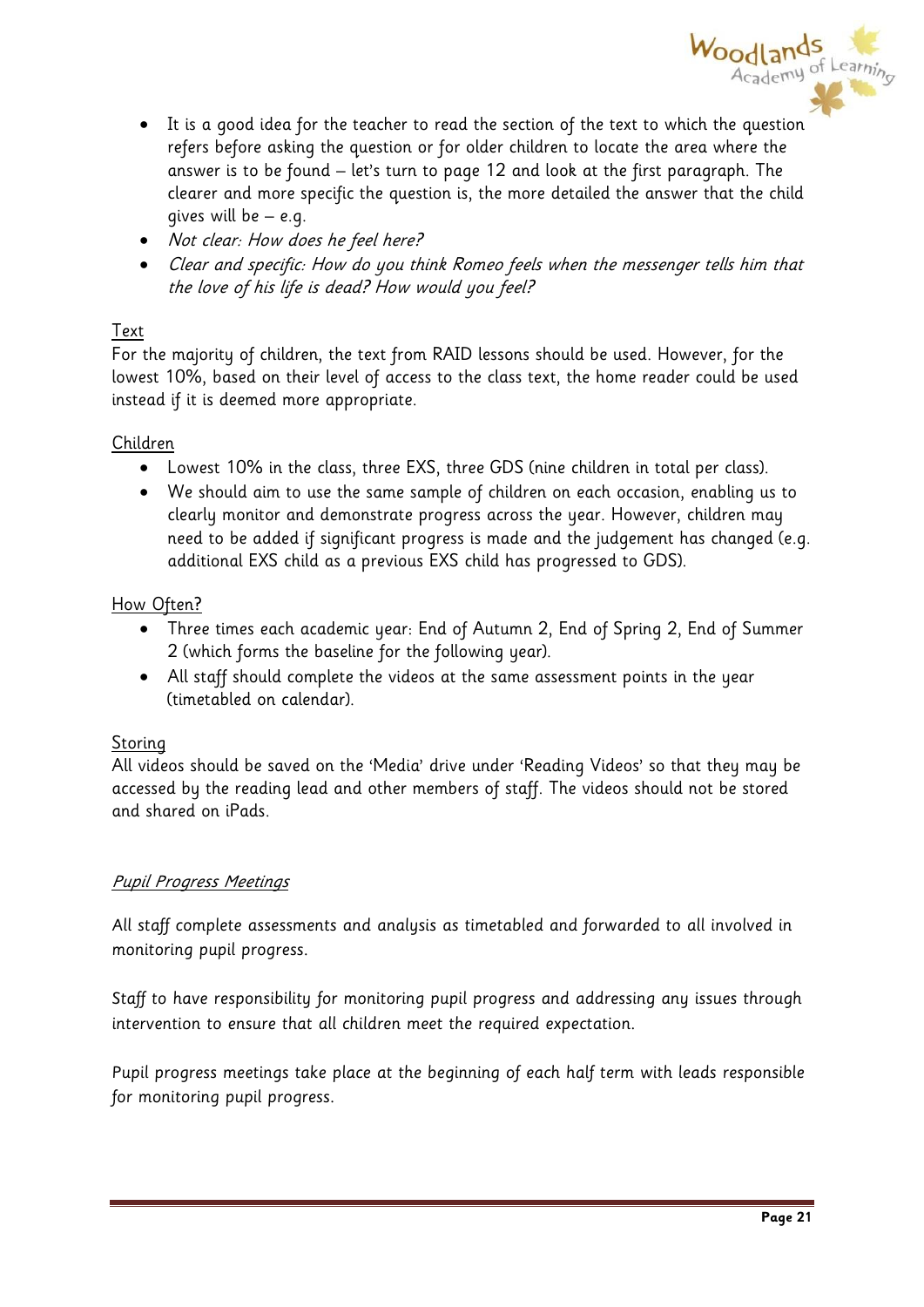- It is a good idea for the teacher to read the section of the text to which the question refers before asking the question or for older children to locate the area where the answer is to be found – let's turn to page 12 and look at the first paragraph. The clearer and more specific the question is, the more detailed the answer that the child gives will be – e.g.
- *Not clear: How does he feel here?*
- *Clear and specific: How do you think Romeo feels when the messenger tells him that the love of his life is dead? How would you feel?*

<u>Text</u>

For the majority of children, the text from RAID lessons should be used. However, for the lowest 10%, based on their level of access to the class text, the home reader could be used instead if it is deemed more appropriate.

<u>Children</u>

- Lowest 10% in the class, three EXS, three GDS (nine children in total per class).
- We should aim to use the same sample of children on each occasion, enabling us to clearly monitor and demonstrate progress across the year. However, children may need to be added if significant progress is made and the judgement has changed (e.g. additional EXS child as a previous EXS child has progressed to GDS).

<u>How Often?</u>

- Three times each academic year: End of Autumn 2, End of Spring 2, End of Summer 2 (which forms the baseline for the following year).
- All staff should complete the videos at the same assessment points in the year (timetabled on calendar).

<u>Storing</u>

All videos should be saved on the 'Media' drive under 'Reading Videos' so that they may be accessed by the reading lead and other members of staff. The videos should not be stored and shared on iPads.

<u>*Pupil Progress Meetings*</u>

All staff complete assessments and analysis as timetabled and forwarded to all involved in monitoring pupil progress.

Staff to have responsibility for monitoring pupil progress and addressing any issues through intervention to ensure that all children meet the required expectation.

Pupil progress meetings take place at the beginning of each half term with leads responsible for monitoring pupil progress.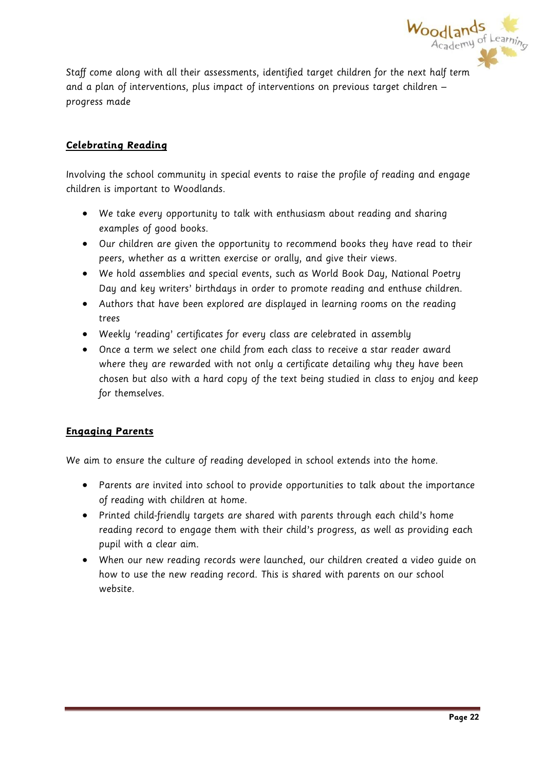Staff come along with all their assessments, identified target children for the next half term and a plan of interventions, plus impact of interventions on previous target children – progress made

## Celebrating Reading

Involving the school community in special events to raise the profile of reading and engage children is important to Woodlands.

- We take every opportunity to talk with enthusiasm about reading and sharing examples of good books.
- Our children are given the opportunity to recommend books they have read to their peers, whether as a written exercise or orally, and give their views.
- We hold assemblies and special events, such as World Book Day, National Poetry Day and key writers' birthdays in order to promote reading and enthuse children.
- Authors that have been explored are displayed in learning rooms on the reading trees
- Weekly 'reading' certificates for every class are celebrated in assembly
- Once a term we select one child from each class to receive a star reader award where they are rewarded with not only a certificate detailing why they have been chosen but also with a hard copy of the text being studied in class to enjoy and keep for themselves.

## Engaging Parents

We aim to ensure the culture of reading developed in school extends into the home.

- Parents are invited into school to provide opportunities to talk about the importance of reading with children at home.
- Printed child-friendly targets are shared with parents through each child's home reading record to engage them with their child's progress, as well as providing each pupil with a clear aim.
- When our new reading records were launched, our children created a video guide on how to use the new reading record. This is shared with parents on our school website.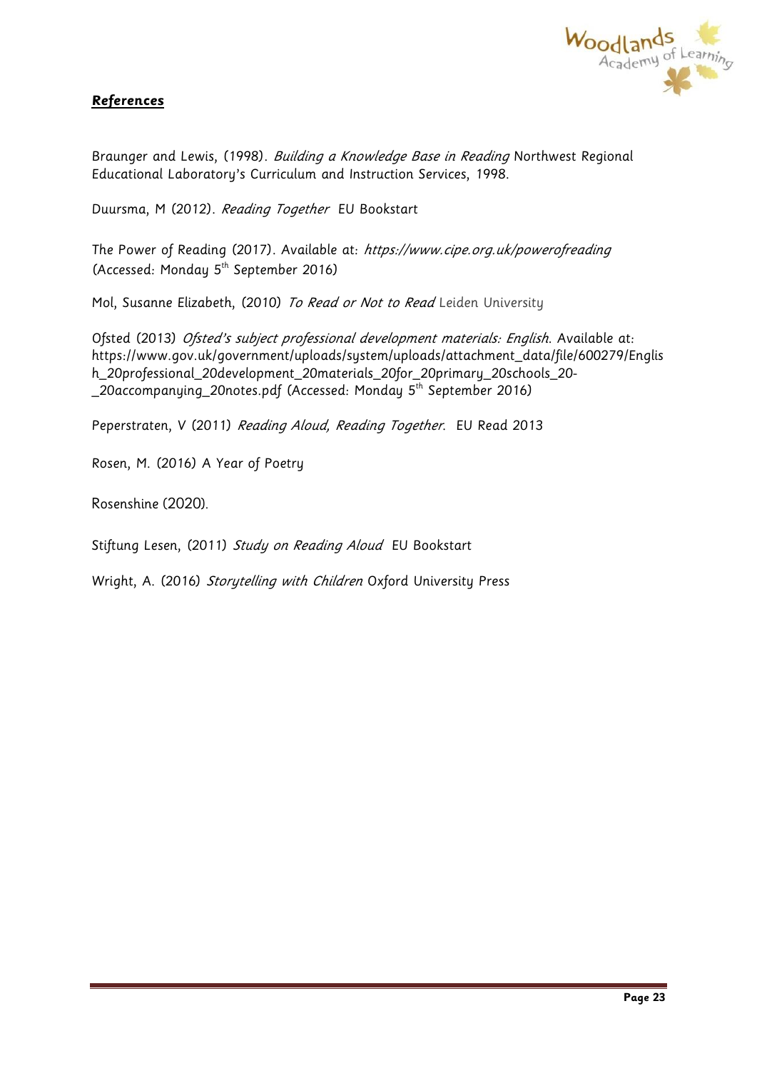***References***

Braunger and Lewis, (1998). *Building a Knowledge Base in Reading* Northwest Regional Educational Laboratory's Curriculum and Instruction Services, 1998.

Duursma, M (2012). *Reading Together* EU Bookstart

The Power of Reading (2017). Available at: *https://www.cipe.org.uk/powerofreading* (Accessed: Monday 5th September 2016)

Mol, Susanne Elizabeth, (2010) *To Read or Not to Read* Leiden University

Ofsted (2013) *Ofsted's subject professional development materials: English*. Available at: https://www.gov.uk/government/uploads/system/uploads/attachment_data/file/600279/English_20professional_20development_20materials_20for_20primary_20schools_20-_20accompanying_20notes.pdf (Accessed: Monday 5th September 2016)

Peperstraten, V (2011) *Reading Aloud, Reading Together*. EU Read 2013

Rosen, M. (2016) A Year of Poetry

Rosenshine (2020).

Stiftung Lesen, (2011) *Study on Reading Aloud* EU Bookstart

Wright, A. (2016) *Storytelling with Children* Oxford University Press